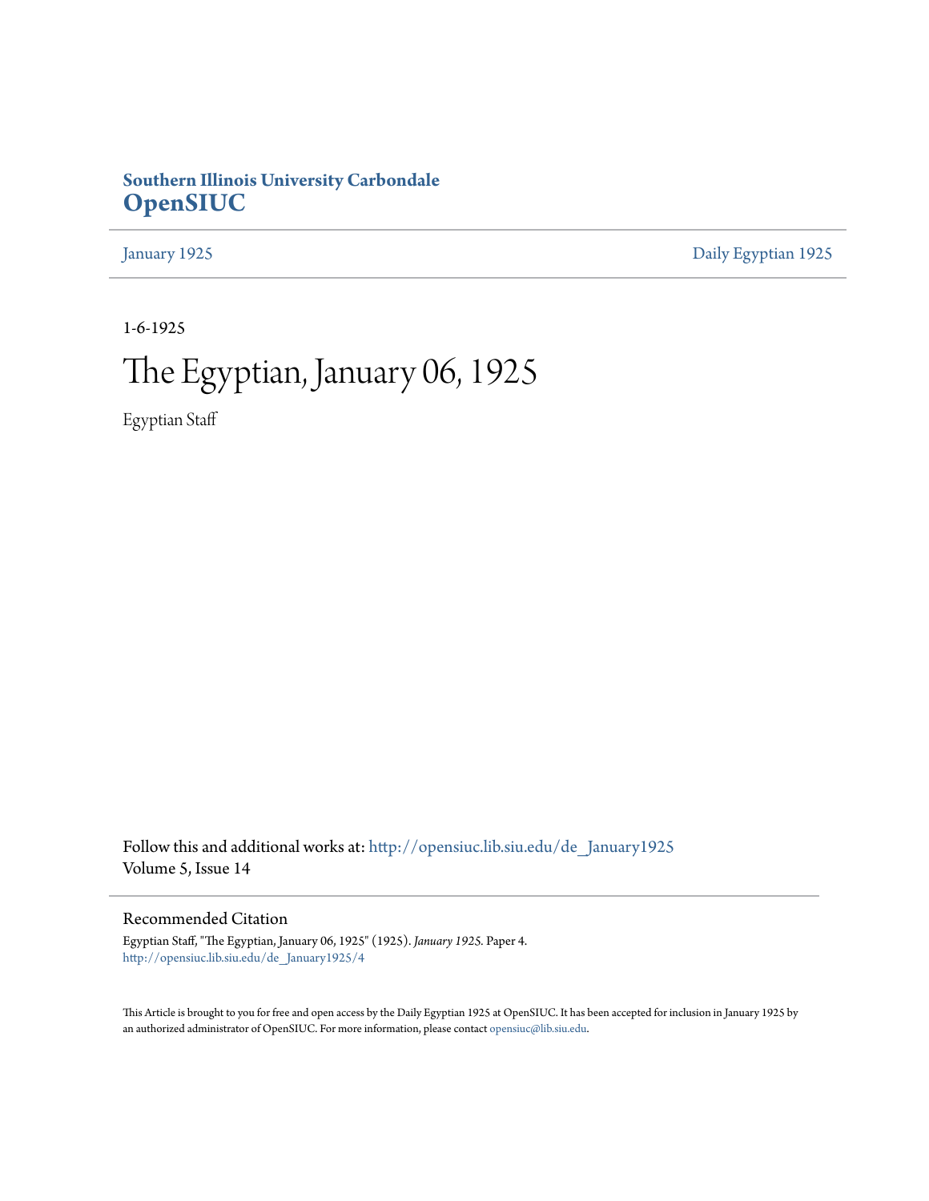**Southern Illinois University Carbondale**
**OpenSIUC**

January 1925 | Daily Egyptian 1925

1-6-1925

# The Egyptian, January 06, 1925

Egyptian Staff

Follow this and additional works at: http://opensiuc.lib.siu.edu/de_January1925
Volume 5, Issue 14

## Recommended Citation

Egyptian Staff, "The Egyptian, January 06, 1925" (1925). *January 1925.* Paper 4.
http://opensiuc.lib.siu.edu/de_January1925/4

This Article is brought to you for free and open access by the Daily Egyptian 1925 at OpenSIUC. It has been accepted for inclusion in January 1925 by an authorized administrator of OpenSIUC. For more information, please contact opensiuc@lib.siu.edu.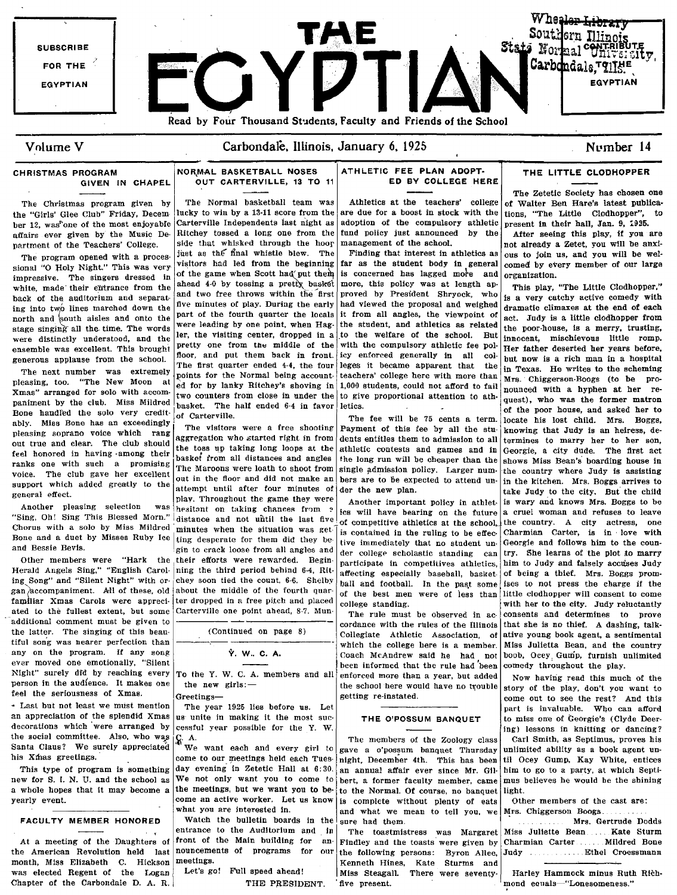SUBSCRIBE FOR THE EGYPTIAN

# THE EGYPTIAN

Wheeler Library Southern Illinois State Normal University, Carbondale, Ills.

CONTRIBUTE TO THE EGYPTIAN

Read by Four Thousand Students, Faculty and Friends of the School

Volume V — Carbondale, Illinois, January 6, 1925 — Number 14

## CHRISTMAS PROGRAM GIVEN IN CHAPEL

The Christmas program given by the "Girls' Glee Club" Friday, December 12, was one of the most enjoyable affairs ever given by the Music Department of the Teachers' College.

The program opened with a processional "O Holy Night." This was very impressive. The singers dressed in white, made their entrance from the back of the auditorium and separating into two lines marched down the north and south aisles and onto the stage singing all the time. The words were distinctly understood, and the ensemble was excellent. This brought generous applause from the school.

The next number was extremely pleasing, too. "The New Moon at Xmas" arranged for solo with accompaniment by the club. Miss Mildred Bone handled the solo very creditably. Miss Bone has an exceedingly pleasing soprano voice which rang out true and clear. The club should feel honored in having among their ranks one with such a promising voice. The club gave her excellent support which added greatly to the general effect.

Another pleasing selection was "Sing, Oh! Sing This Blessed Morn." Chorus with a solo by Miss Mildred Bone and a duet by Misses Ruby Ice and Bessie Bevis.

Other members were "Hark the Herald Angels Sing," "English Caroling Song" and "Silent Night" with organ accompaniment. All of these, old familiar Xmas Carols were appreciated to the fullest extent, but some additional comment must be given to the latter. The singing of this beautiful song was nearer perfection than any on the program. If any song ever moved one emotionally, "Silent Night" surely did by reaching every person in the audience. It makes one feel the seriousness of Xmas.

Last but not least we must mention an appreciation of the splendid Xmas decorations which were arranged by the social committee. Also, who was Santa Claus? We surely appreciated his Xmas greetings.

This type of program is something new for S. I. N. U. and the school as a whole hopes that it may become a yearly event.

## FACULTY MEMBER HONORED

At a meeting of the Daughters of the American Revolution held last month, Miss Elizabeth C. Hickson was elected Regent of the Logan Chapter of the Carbondale D. A. R.

## NORMAL BASKETBALL NOSES OUT CARTERVILLE, 13 TO 11

The Normal basketball team was lucky to win by a 13-11 score from the Carterville Independents last night as Ritchey tossed a long one from the side that whisked through the hoop just as the final whistle blew. The visitors had led from the beginning of the game when Scott had put them ahead 4-0 by tossing a pretty basket and two free throws within the first five minutes of play. During the early part of the fourth quarter the locals were leading by one point, when Hagler, the visiting center, dropped in a pretty one from the middle of the floor, and put them back in front. The first quarter ended 4-4, the four points for the Normal being accounted for by lanky Ritchey's shoving in two counters from close in under the basket. The half ended 6-4 in favor of Carterville.

The visitors were a free shooting aggregation who started right in from the toss up taking long loops at the basket from all distances and angles The Maroons were loath to shoot from out in the floor and did not make an attempt until after four minutes of play. Throughout the game they were hesitant on taking chances from a distance and not until the last five minutes when the situation was getting desperate for them did they begin to crack loose from all angles and their efforts were rewarded. Beginning the third period behind 6-4, Ritchey soon tied the count, 6-6. Shelby about the middle of the fourth quarter dropped in a free pitch and placed Carterville one point ahead, 8-7. Mun-

(Continued on page 8)

## Y. W. C. A.

To the Y. W. C. A. members and all the new girls:—

Greetings—

The year 1925 lies before us. Let us unite in making it the most successful year possible for the Y. W. C. A.

We want each and every girl to come to our meetings held each Tuesday evening in Zetetic Hall at 6:30. We not only want you to come to the meetings, but we want you to become an active worker. Let us know what you are interested in.

Watch the bulletin boards in the entrance to the Auditorium and in front of the Main building for announcements of programs for our meetings.

Let's go! Full speed ahead!

THE PRESIDENT.

## ATHLETIC FEE PLAN ADOPTED BY COLLEGE HERE

Athletics at the teachers' college are due for a boost in stock with the adoption of the compulsory athletic fund policy just announced by the management of the school.

Finding that interest in athletics as far as the student body in general is concerned has lagged more and more, this policy was at length approved by President Shryock, who had viewed the proposal and weighed it from all angles, the viewpoint of the student, and athletics as related to the welfare of the school. But with the compulsory athletic fee policy enforced generally in all colleges it became apparent that the teachers' college here with more than 1,000 students, could not afford to fail to give proportional attention to athletics.

The fee will be 75 cents a term. Payment of this fee by all the students entitles them to admission to all athletic contests and games and in the long run will be cheaper than the single admission policy. Larger numbers are to be expected to attend under the new plan.

Another important policy in athletics will have bearing on the future of competitive athletics at the school, is contained in the ruling to be effective immediately that no student under college scholastic standing can participate in competitive athletics, affecting especially baseball, basketball and football. In the past some of the best men were of less than college standing.

The rule must be observed in accordance with the rules of the Illinois Collegiate Athletic Association, of which the college here is a member. Coach McAndrew said he had not been informed that the rule had been enforced more than a year, but added the school here would have no trouble getting re-instated.

## THE O'POSSUM BANQUET

The members of the Zoology class gave a o'possum banquet Thursday night, December 4th. This has been an annual affair ever since Mr. Gilbert, a former faculty member, came to the Normal. Of course, no banquet is complete without plenty of eats and what we mean to tell you, we sure had them.

The toastmistress was Margaret Findley and the toasts were given by the following persons: Byron Allee, Kenneth Hines, Kate Sturms and Miss Steagall. There were seventy-five present.

## THE LITTLE CLODHOPPER

The Zetetic Society has chosen one of Walter Ben Hare's latest publications, "The Little Clodhopper", to present in their hall, Jan. 9, 1925.

After seeing this play, if you are not already a Zetet, you will be anxious to join us, and you will be welcomed by every member of our large organization.

This play, "The Little Clodhopper," is a very catchy active comedy with dramatic climaxes at the end of each act. Judy is a little clodhopper from the poor-house, is a merry, trusting, innocent, mischievous little romp. Her father deserted her years before, but now is a rich man in a hospital in Texas. He writes to the scheming Mrs. Chiggerson-Boogs (to be pronounced with a hyphen at her request), who was the former matron of the poor house, and asked her to locate his lost child. Mrs. Boggs, knowing that Judy is an heiress, determines to marry her to her son, Georgie, a city dude. The first act shows Miss Bean's boarding house in the country where Judy is assisting in the kitchen. Mrs. Boggs arrives to take Judy to the city. But the child is wary and knows Mrs. Boggs to be a cruel woman and refuses to leave the country. A city actress, one Charmian Carter, is in love with Georgie and follows him to the country. She learns of the plot to marry him to Judy and falsely accuses Judy of being a thief. Mrs. Boggs promises to not press the charge if the little clodhopper will consent to come with her to the city. Judy reluctantly consents and determines to prove that she is no thief. A dashing, talkative young book agent, a sentimental Miss Julietta Bean, and the country boob, Ocey Gump, furnish unlimited comedy throughout the play.

Now having read this much of the story of the play, don't you want to come out to see the rest? And this part is invaluable. Who can afford to miss one of Georgie's (Clyde Deering) lessons in knitting or dancing?

Carl Smith, as Septimus, proves his unlimited ability as a book agent until Ocey Gump, Kay White, entices him to go to a party, at which Septimus believes he would be the shining light.

Other members of the cast are:

Mrs. Chiggerson Boogs .......... Mrs. Gertrude Dodds
Miss Juliette Bean ..... Kate Sturm
Charmian Carter ...... Mildred Bone
Judy .............. Ethel Croessmann

Harley Hammock minus Ruth Richmond equals—"Lonesomeness."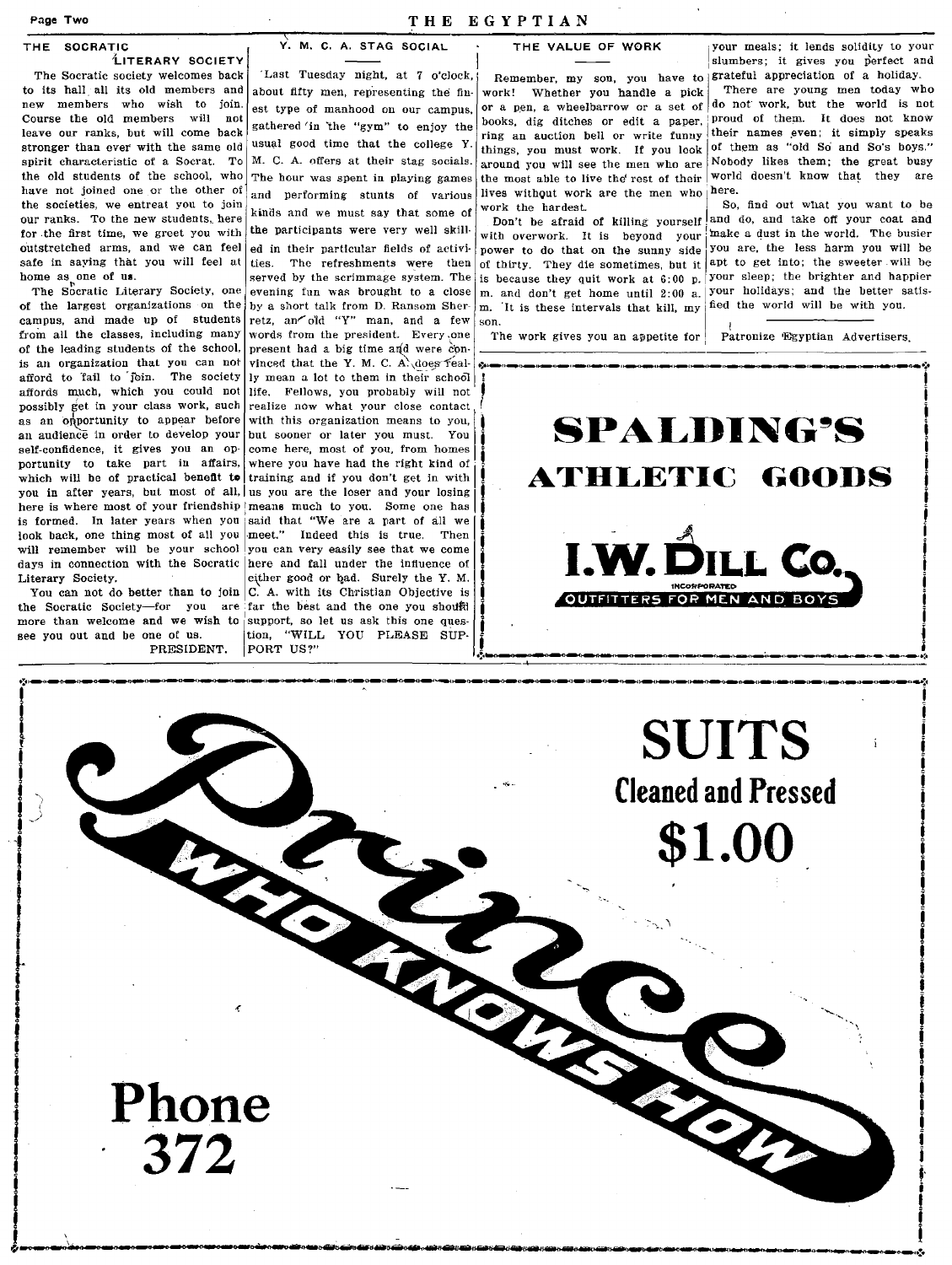## THE SOCRATIC LITERARY SOCIETY

The Socratic society welcomes back to its hall all its old members and new members who wish to join. Course the old members will not leave our ranks, but will come back stronger than ever with the same old spirit characteristic of a Socrat. To the old students of the school, who have not joined one or the other of the societies, we entreat you to join our ranks. To the new students, here for the first time, we greet you with outstretched arms, and we can feel safe in saying that you will feel at home as one of us.

The Socratic Literary Society, one of the largest organizations on the campus, and made up of students from all the classes, including many of the leading students of the school, is an organization that you can not afford to fail to join. The society affords much, which you could not possibly get in your class work, such as an opportunity to appear before an audience in order to develop your self-confidence, it gives you an opportunity to take part in affairs, which will be of practical benefit to you in after years, but most of all, here is where most of your friendship is formed. In later years when you look back, one thing most of all you will remember will be your school days in connection with the Socratic Literary Society.

You can not do better than to join the Socratic Society—for you are more than welcome and we wish to see you out and be one of us.

PRESIDENT.

## Y. M. C. A. STAG SOCIAL

Last Tuesday night, at 7 o'clock, about fifty men, representing the finest type of manhood on our campus, gathered in the "gym" to enjoy the usual good time that the college Y. M. C. A. offers at their stag socials. The hour was spent in playing games and performing stunts of various kinds and we must say that some of the participants were very well skilled in their particular fields of activities. The refreshments were then served by the scrimmage system. The evening fun was brought to a close by a short talk from D. Ransom Sherretz, an old "Y" man, and a few words from the president. Every one present had a big time and were convinced that the Y. M. C. A. does really mean a lot to them in their school life. Fellows, you probably will not realize now what your close contact with this organization means to you, but sooner or later you must. You come here, most of you, from homes where you have had the right kind of training and if you don't get in with us you are the loser and your losing means much to you. Some one has said that "We are a part of all we meet." Indeed this is true. Then you can very easily see that we come here and fall under the influence of either good or bad. Surely the Y. M. C. A. with its Christian Objective is far the best and the one you should support, so let us ask this one question, "WILL YOU PLEASE SUPPORT US?"

## THE VALUE OF WORK

Remember, my son, you have to work! Whether you handle a pick or a pen, a wheelbarrow or a set of books, dig ditches or edit a paper, ring an auction bell or write funny things, you must work. If you look around you will see the men who are the most able to live the rest of their lives without work are the men who work the hardest.

Don't be afraid of killing yourself with overwork. It is beyond your power to do that on the sunny side of thirty. They die sometimes, but it is because they quit work at 6:00 p. m. and don't get home until 2:00 a. m. It is these intervals that kill, my son.

The work gives you an appetite for your meals; it lends solidity to your slumbers; it gives you perfect and grateful appreciation of a holiday.

There are young men today who do not work, but the world is not proud of them. It does not know their names even; it simply speaks of them as "old So and So's boys." Nobody likes them; the great busy world doesn't know that they are here.

So, find out what you want to be and do, and take off your coat and make a dust in the world. The busier you are, the less harm you will be apt to get into; the sweeter will be your sleep; the brighter and happier your holidays; and the better satisfied the world will be with you.

Patronize Egyptian Advertisers.

**SPALDING'S ATHLETIC GOODS**

**I. W. DILL CO.**
INCORPORATED
OUTFITTERS FOR MEN AND BOYS

**Prince WHO KNOWS HOW**

**SUITS Cleaned and Pressed $1.00**

**Phone 372**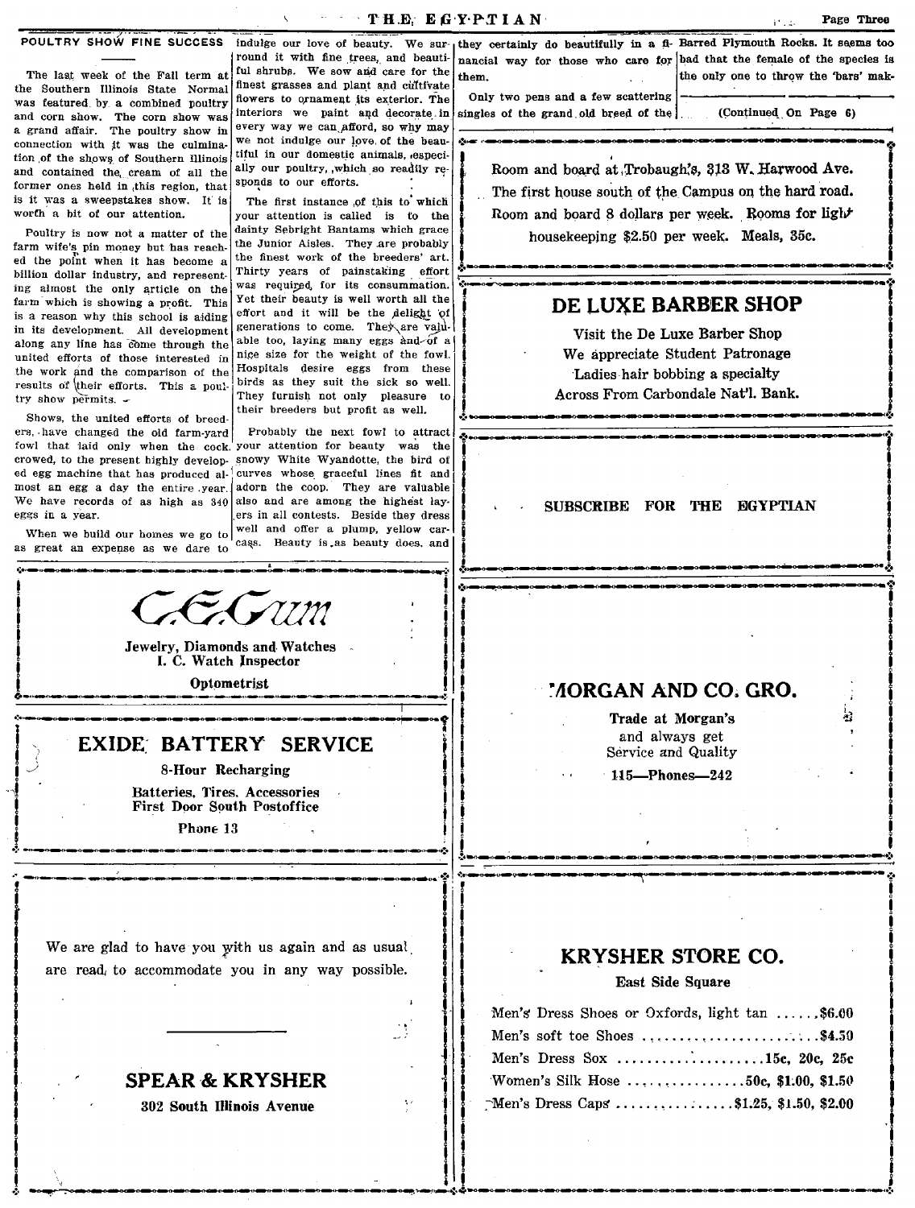## POULTRY SHOW FINE SUCCESS

The last week of the Fall term at the Southern Illinois State Normal was featured by a combined poultry and corn show. The corn show was a grand affair. The poultry show in connection with it was the culmination of the shows of Southern Illinois and contained the cream of all the former ones held in this region, that is it was a sweepstakes show. It is worth a bit of our attention.

Poultry is now not a matter of the farm wife's pin money but has reached the point when it has become a billion dollar industry, and representing almost the only article on the farm which is showing a profit. This is a reason why this school is aiding in its development. All development along any line has come through the united efforts of those interested in the work and the comparison of the results of their efforts. This a poultry show permits.

Shows, the united efforts of breeders, have changed the old farm-yard fowl that laid only when the cock crowed, to the present highly developed egg machine that has produced almost an egg a day the entire year. We have records of as high as 340 eggs in a year.

When we build our homes we go to as great an expense as we dare to indulge our love of beauty. We surround it with fine trees, and beautiful shrubs. We sow and care for the finest grasses and plant and cultivate flowers to ornament its exterior. The interiors we paint and decorate in every way we can afford, so why may we not indulge our love of the beautiful in our domestic animals, especially our poultry, which so readily responds to our efforts.

The first instance of this to which your attention is called is to the dainty Sebright Bantams which grace the Junior Aisles. They are probably the finest work of the breeders' art. Thirty years of painstaking effort was required for its consummation. Yet their beauty is well worth all the effort and it will be the delight of generations to come. They are valuable too, laying many eggs and of a nice size for the weight of the fowl. Hospitals desire eggs from these birds as they suit the sick so well. They furnish not only pleasure to their breeders but profit as well.

Probably the next fowl to attract your attention for beauty was the snowy White Wyandotte, the bird of curves whose graceful lines fit and adorn the coop. They are valuable also and are among the highest layers in all contests. Beside they dress well and offer a plump, yellow carcass. Beauty is as beauty does, and they certainly do beautifully in a financial way for those who care for them.

Only two pens and a few scattering singles of the grand old breed of the Barred Plymouth Rocks. It seems too bad that the female of the species is the only one to throw the 'bars' mak-

(Continued On Page 6)

---

Room and board at Trobaugh's, 313 W. Harwood Ave. The first house south of the Campus on the hard road. Room and board 8 dollars per week. Rooms for light housekeeping $2.50 per week. Meals, 35c.

---

**DE LUXE BARBER SHOP**

Visit the De Luxe Barber Shop
We appreciate Student Patronage
Ladies hair bobbing a specialty
Across From Carbondale Nat'l. Bank.

---

**SUBSCRIBE FOR THE EGYPTIAN**

---

*C. E. Gum*

**Jewelry, Diamonds and Watches**
**I. C. Watch Inspector**
**Optometrist**

---

**EXIDE BATTERY SERVICE**

8-Hour Recharging
Batteries, Tires, Accessories
First Door South Postoffice
Phone 13

---

**MORGAN AND CO. GRO.**

Trade at Morgan's
and always get
Service and Quality
115—Phones—242

---

We are glad to have you with us again and as usual are ready to accommodate you in any way possible.

**SPEAR & KRYSHER**
302 South Illinois Avenue

---

**KRYSHER STORE CO.**
**East Side Square**

Men's Dress Shoes or Oxfords, light tan ......$6.00
Men's soft toe Shoes ........................$4.50
Men's Dress Sox ....................15c, 20c, 25c
Women's Silk Hose ...............50c, $1.00, $1.50
Men's Dress Caps ...............$1.25, $1.50, $2.00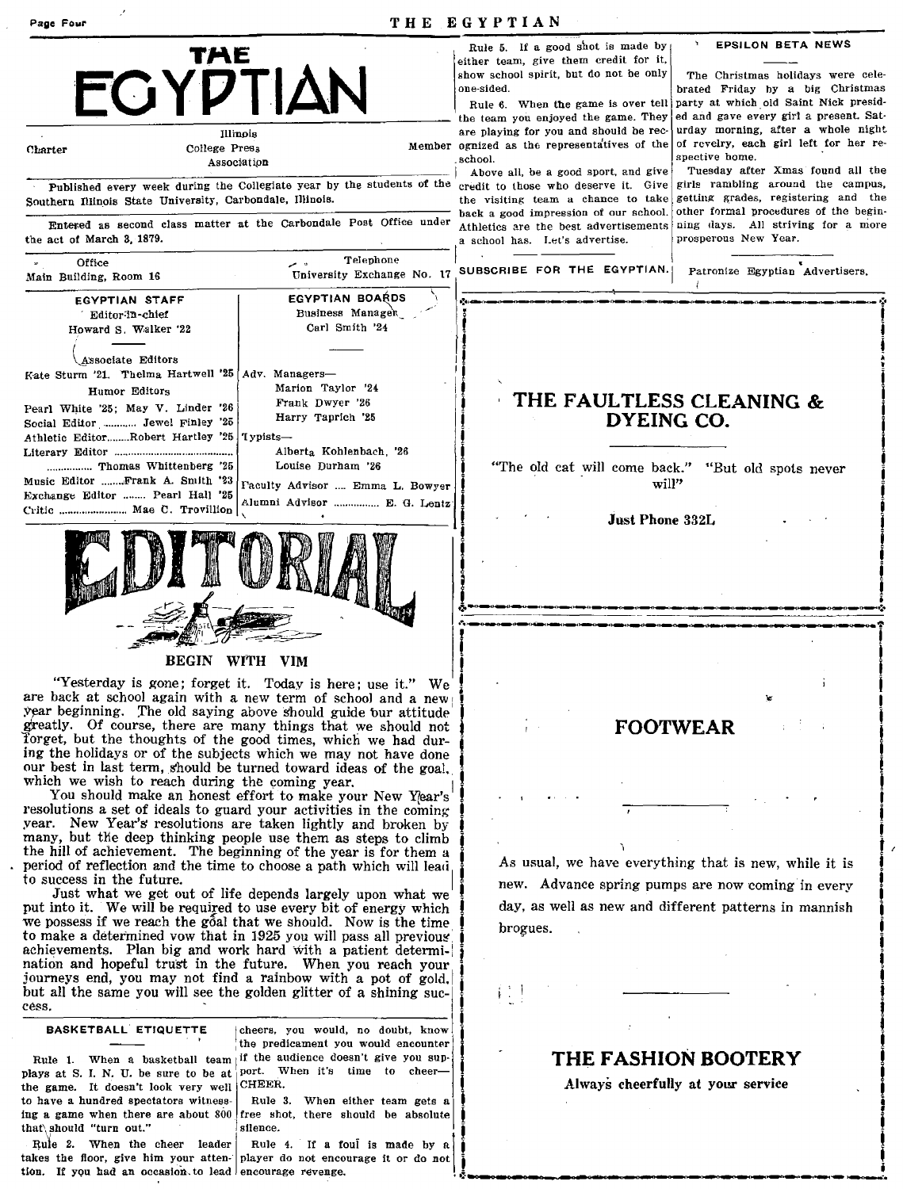# THE EGYPTIAN

Charter — Illinois College Press Association — Member

Published every week during the Collegiate year by the students of the Southern Illinois State University, Carbondale, Illinois.

Entered as second class matter at the Carbondale Post Office under the act of March 3, 1879.

Office: Main Building, Room 16 — Telephone: University Exchange No. 17

**EGYPTIAN STAFF**

Editor-in-chief: Howard S. Walker '22

Associate Editors: Kate Sturm '21, Thelma Hartwell '25

Humor Editors: Pearl White '25; May V. Linder '26

Social Editor ........... Jewel Finley '25

Athletic Editor........Robert Hartley '25

Literary Editor ........................................ ................ Thomas Whittenberg '25

Music Editor ........Frank A. Smith '23

Exchange Editor ........ Pearl Hall '25

Critic ........................ Mae C. Trovillion

**EGYPTIAN BOARDS**

Business Manager: Carl Smith '24

Adv. Managers—
Marion Taylor '24
Frank Dwyer '26
Harry Taprich '25

Typists—
Alberta Kohlenbach, '26
Louise Durham '26

Faculty Advisor .... Emma L. Bowyer

Alumni Advisor ................ E. G. Lentz

## EDITORIAL

### BEGIN WITH VIM

"Yesterday is gone; forget it. Today is here; use it." We are back at school again with a new term of school and a new year beginning. The old saying above should guide our attitude greatly. Of course, there are many things that we should not forget, but the thoughts of the good times, which we had during the holidays or of the subjects which we may not have done our best in last term, should be turned toward ideas of the goal, which we wish to reach during the coming year.

You should make an honest effort to make your New Year's resolutions a set of ideals to guard your activities in the coming year. New Year's resolutions are taken lightly and broken by many, but the deep thinking people use them as steps to climb the hill of achievement. The beginning of the year is for them a period of reflection and the time to choose a path which will lead to success in the future.

Just what we get out of life depends largely upon what we put into it. We will be required to use every bit of energy which we possess if we reach the goal that we should. Now is the time to make a determined vow that in 1925 you will pass all previous achievements. Plan big and work hard with a patient determination and hopeful trust in the future. When you reach your journeys end, you may not find a rainbow with a pot of gold, but all the same you will see the golden glitter of a shining success.

### BASKETBALL ETIQUETTE

Rule 1. When a basketball team plays at S. I. N. U. be sure to be at the game. It doesn't look very well to have a hundred spectators witnessing a game when there are about 800 that should "turn out."

Rule 2. When the cheer leader takes the floor, give him your attention. If you had an occasion to lead cheers, you would, no doubt, know the predicament you would encounter if the audience doesn't give you support. When it's time to cheer—CHEER.

Rule 3. When either team gets a free shot, there should be absolute silence.

Rule 4. If a foul is made by a player do not encourage it or do not encourage revenge.

Rule 5. If a good shot is made by either team, give them credit for it, show school spirit, but do not be only one-sided.

Rule 6. When the game is over tell the team you enjoyed the game. They are playing for you and should be recognized as the representatives of the school.

Above all, be a good sport, and give credit to those who deserve it. Give the visiting team a chance to take back a good impression of our school. Athletics are the best advertisements a school has. Let's advertise.

**SUBSCRIBE FOR THE EGYPTIAN.**

### EPSILON BETA NEWS

The Christmas holidays were celebrated Friday by a big Christmas party at which old Saint Nick presided and gave every girl a present. Saturday morning, after a whole night of revelry, each girl left for her respective home.

Tuesday after Xmas found all the girls rambling around the campus, getting grades, registering and the other formal procedures of the beginning days. All striving for a more prosperous New Year.

Patronize Egyptian Advertisers.

---

**THE FAULTLESS CLEANING & DYEING CO.**

"The old cat will come back." "But old spots never will"

**Just Phone 332L**

---

**FOOTWEAR**

As usual, we have everything that is new, while it is new. Advance spring pumps are now coming in every day, as well as new and different patterns in mannish brogues.

**THE FASHION BOOTERY**

**Always cheerfully at your service**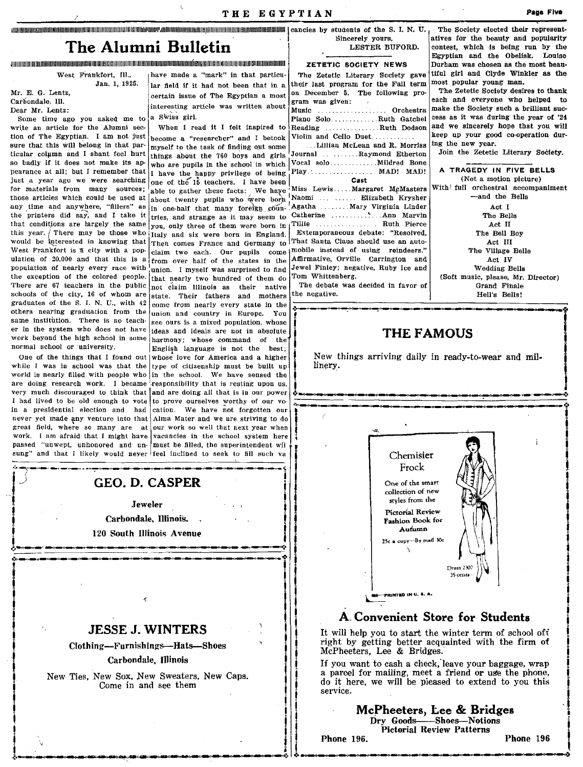# The Alumni Bulletin

West Frankfort, Ill.,
Jan. 1, 1925.

Mr. E. G. Lentz,
Carbondale, Ill.

Dear Mr. Lentz:

Some time ago you asked me to write an article for the Alumni section of The Egyptian. I am not just sure that this will belong in that particular column and I shant feel hurt so badly if it does not make its appearance at all; but I remember that just a year ago we were searching for materials from many sources; those articles which could be used at any time and anywhere, "fillers" as the printers did say, and I take it that conditions are largely the same this year. There may be those who would be interested in knowing that West Frankfort is a city with a population of 20,000 and that this is a population of nearly every race with the exception of the colored people. There are 67 teachers in the public schools of the city, 16 of whom are graduates of the S. I. N. U., with 42 others nearing graduation from the same institution. There is no teacher in the system who does not have work beyond the high school in some normal school or university.

One of the things that I found out while I was in school was that the world is nearly filled with people who are doing research work. I became very much discouraged to think that I had lived to be old enough to vote in a presidential election and had never yet made any venture into that great field, where so many are at work. I am afraid that I might have passed "unwept, unhonored and unsung" and that I likely would never have made a "mark" in that particular field if it had not been that in a certain issue of The Egyptian a most interesting article was written about a Swiss girl.

When I read it I felt inspired to become a "researcher" and I betook myself to the task of finding out some things about the 760 boys and girls who are pupils in the school in which I have the happy privilege of being one of the 15 teachers. I have been able to gather these facts: We have about twenty pupils who were born in one-half that many foreign countries, and strange as it may seem to you, only three of them were born in Italy and six were born in England. Then comes France and Germany to claim two each. Our pupils come from over half of the states in the union. I myself was surprised to find that nearly two hundred of them do not claim Illinois as their native state. Their fathers and mothers come from nearly every state in the union and country in Europe. You see ours is a mixed population, whose ideas and ideals are not in absolute harmony; whose command of the English language is not the best; whose love for America and a higher type of citizenship must be built up in the school. We have sensed the responsibility that is resting upon us, and are doing all that is in our power to prove ourselves worthy of our vocation. We have not forgotten our Alma Mater and we are striving to do our work so well that next year when vacancies in the school system here must be filled, the superintendent wil feel inclined to seek to fill such vacancies by students of the S. I. N. U.

Sincerely yours,
LESTER BUFORD.

---

**GEO. D. CASPER**

Jeweler

Carbondale, Illinois.

120 South Illinois Avenue

---

**JESSE J. WINTERS**

Clothing—Furnishings—Hats—Shoes

Carbondale, Illinois

New Ties, New Sox, New Sweaters, New Caps.
Come in and see them

---

## ZETETIC SOCIETY NEWS

The Zetetic Literary Society gave their last program for the Fall term on December 5. The following program was given:

Music .................... Orchestra
Piano Solo............Ruth Gatchel
Reading ..............Ruth Dodson
Violin and Cello Duet...........
....Lillian McLean and R. Morriss
Journal ........Raymond Etherton
Vocal solo............Mildred Bone
Play.................. MAD! MAD!

**Cast**

Miss Lewis.....Margaret McMasters
Naomi ...... Elizabeth Krysher
Agatha ........Mary Virginia Linder
Catherine ..........Ann Marvin
Tillie ................Ruth Pierce

Extemporaneous debate: "Resolved, That Santa Claus should use an automobile instead of using reindeers." Affirmative, Orville Carrington and Jewel Finley; negative, Ruby Ice and Tom Whittenberg.

The debate was decided in favor of the negative.

The Society elected their representatives for the beauty and popularity contest, which is being run by the Egyptian and the Obelisk. Louise Durham was chosen as the most beautiful girl and Clyde Winkler as the most popular young man.

The Zetetic Society desires to thank each and everyone who helped to make the Society such a brilliant success as it was during the year of '24 and we sincerely hope that you will keep up your good co-operation during the new year.

Join the Zetetic Literary Society.

### A TRAGEDY IN FIVE BELLS

(Not a motion picture)
With full orchestral accompaniment
—and the Bells

Act I
The Bells
Act II
The Bell Boy
Act III
The Village Belle
Act IV
Wedding Bells
(Soft music, please, Mr. Director)
Grand Finale
Hell's Bells!

---

**THE FAMOUS**

New things arriving daily in ready-to-wear and millinery.

---

Chemisier Frock

One of the smart collection of new styles from the Pictorial Review Fashion Book for Autumn

25c a copy—By mail 30c

Dress 2307
35 cents

PRINTED IN U. S. A.

**A Convenient Store for Students**

It will help you to start the winter term of school off right by getting better acquainted with the firm of McPheeters, Lee & Bridges.

If you want to cash a check, leave your baggage, wrap a parcel for mailing, meet a friend or use the phone, do it here, we will be pleased to extend to you this service.

**McPheeters, Lee & Bridges**

Dry Goods—Shoes—Notions
Pictorial Review Patterns

Phone 196. Phone 196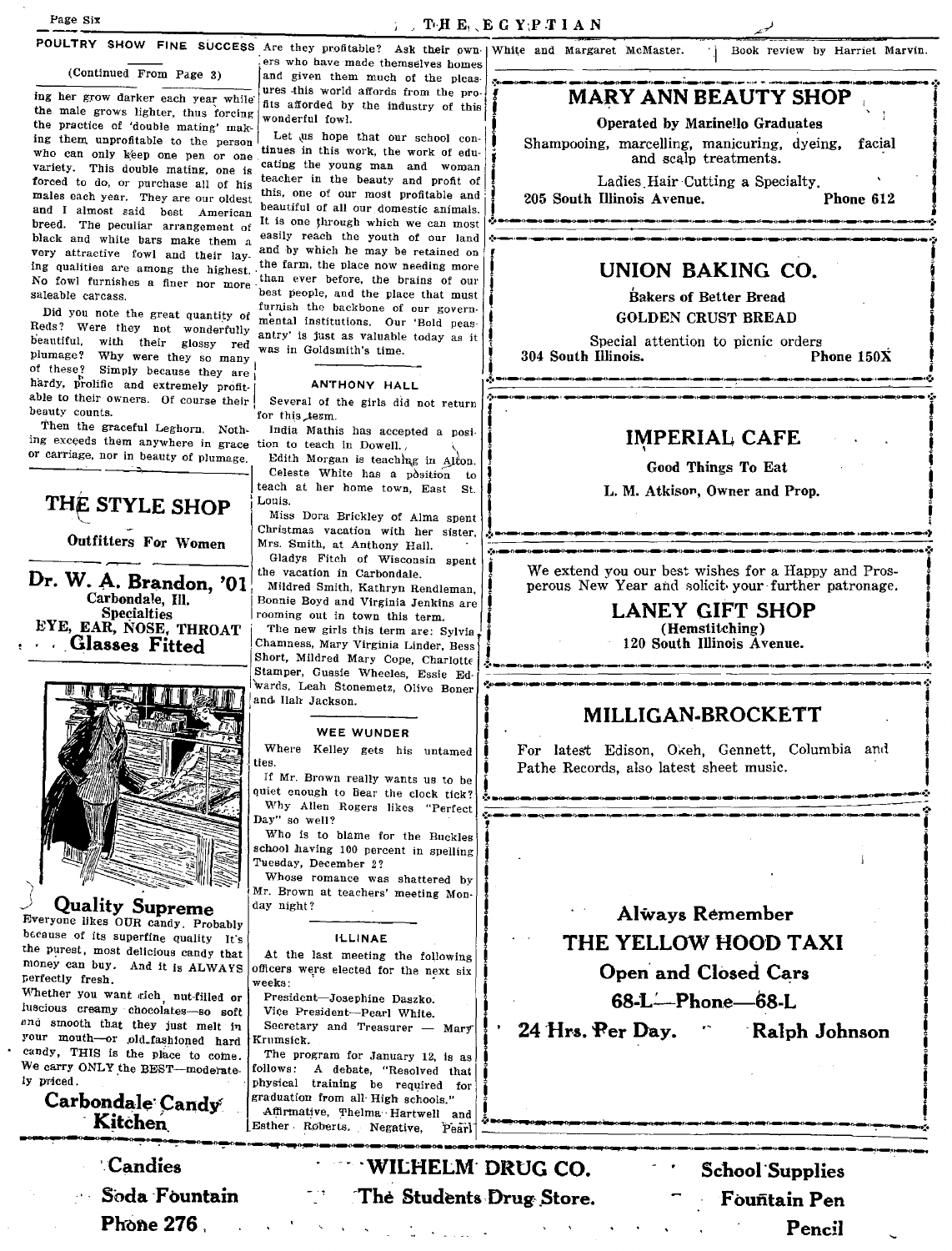## POULTRY SHOW FINE SUCCESS

(Continued From Page 3)

ing her grow darker each year while the male grows lighter, thus forcing the practice of 'double mating' making them unprofitable to the person who can only keep one pen or one variety. This double mating, one is forced to do, or purchase all of his males each year. They are our oldest and I almost said best American breed. The peculiar arrangement of black and white bars make them a very attractive fowl and their laying qualities are among the highest. No fowl furnishes a finer nor more saleable carcass.

Did you note the great quantity of Reds? Were they not wonderfully beautiful, with their glossy red plumage? Why were they so many of these? Simply because they are hardy, prolific and extremely profitable to their owners. Of course their beauty counts.

Then the graceful Leghorn. Nothing exceeds them anywhere in grace or carriage, nor in beauty of plumage. Are they profitable? Ask their owners who have made themselves homes and given them much of the pleasures this world affords from the profits afforded by the industry of this wonderful fowl.

Let us hope that our school continues in this work, the work of educating the young man and woman teacher in the beauty and profit of this, one of our most profitable and beautiful of all our domestic animals. It is one through which we can most easily reach the youth of our land and by which he may be retained on the farm, the place now needing more than ever before, the brains of our best people, and the place that must furnish the backbone of our governmental institutions. Our 'Bold peasantry' is just as valuable today as it was in Goldsmith's time.

**THE STYLE SHOP**

**Outfitters For Women**

**Dr. W. A. Brandon, '01**
**Carbondale, Ill.**
**Specialties**
**EYE, EAR, NOSE, THROAT**
**Glasses Fitted**

**Quality Supreme**

Everyone likes OUR candy. Probably because of its superfine quality It's the purest, most delicious candy that money can buy. And it is ALWAYS perfectly fresh.

Whether you want rich, nut-filled or luscious creamy chocolates—so soft and smooth that they just melt in your mouth—or old-fashioned hard candy, THIS is the place to come. We carry ONLY the BEST—moderately priced.

**Carbondale Candy Kitchen**

### ANTHONY HALL

Several of the girls did not return for this term.

India Mathis has accepted a position to teach in Dowell.

Edith Morgan is teaching in Alton.

Celeste White has a position to teach at her home town, East St. Louis.

Miss Dora Brickley of Alma spent Christmas vacation with her sister, Mrs. Smith, at Anthony Hall.

Gladys Fitch of Wisconsin spent the vacation in Carbondale.

Mildred Smith, Kathryn Rendleman, Bonnie Boyd and Virginia Jenkins are rooming out in town this term.

The new girls this term are: Sylvia Chamness, Mary Virginia Linder, Bess Short, Mildred Mary Cope, Charlotte Stamper, Gussie Wheeles, Essie Edwards, Leah Stonemetz, Olive Boner and Ilah Jackson.

### WEE WUNDER

Where Kelley gets his untamed ties.

If Mr. Brown really wants us to be quiet enough to hear the clock tick?

Why Allen Rogers likes "Perfect Day" so well?

Who is to blame for the Buckles school having 100 percent in spelling Tuesday, December 2?

Whose romance was shattered by Mr. Brown at teachers' meeting Monday night?

### ILLINAE

At the last meeting the following officers were elected for the next six weeks:

President—Josephine Daszko.
Vice President—Pearl White.
Secretary and Treasurer — Mary Krumsick.

The program for January 12, is as follows: A debate, "Resolved that physical training be required for graduation from all High schools." Affirmative, Thelma Hartwell and Esther Roberts. Negative, Pearl White and Margaret McMaster. Book review by Harriet Marvin.

**MARY ANN BEAUTY SHOP**

**Operated by Marinello Graduates**

Shampooing, marcelling, manicuring, dyeing, facial and scalp treatments.

Ladies Hair Cutting a Specialty.

**205 South Illinois Avenue. Phone 612**

**UNION BAKING CO.**

**Bakers of Better Bread**
**GOLDEN CRUST BREAD**

Special attention to picnic orders

**304 South Illinois. Phone 150X**

**IMPERIAL CAFE**

**Good Things To Eat**

**L. M. Atkison, Owner and Prop.**

We extend you our best wishes for a Happy and Prosperous New Year and solicit your further patronage.

**LANEY GIFT SHOP**
**(Hemstitching)**
**120 South Illinois Avenue.**

**MILLIGAN-BROCKETT**

For latest Edison, Okeh, Gennett, Columbia and Pathe Records, also latest sheet music.

**Always Remember**
**THE YELLOW HOOD TAXI**
**Open and Closed Cars**
**68-L—Phone—68-L**
**24 Hrs. Per Day. Ralph Johnson**

**Candies — Soda Fountain — Phone 276**

**WILHELM DRUG CO.**
**The Students Drug Store.**

**School Supplies — Fountain Pen — Pencil**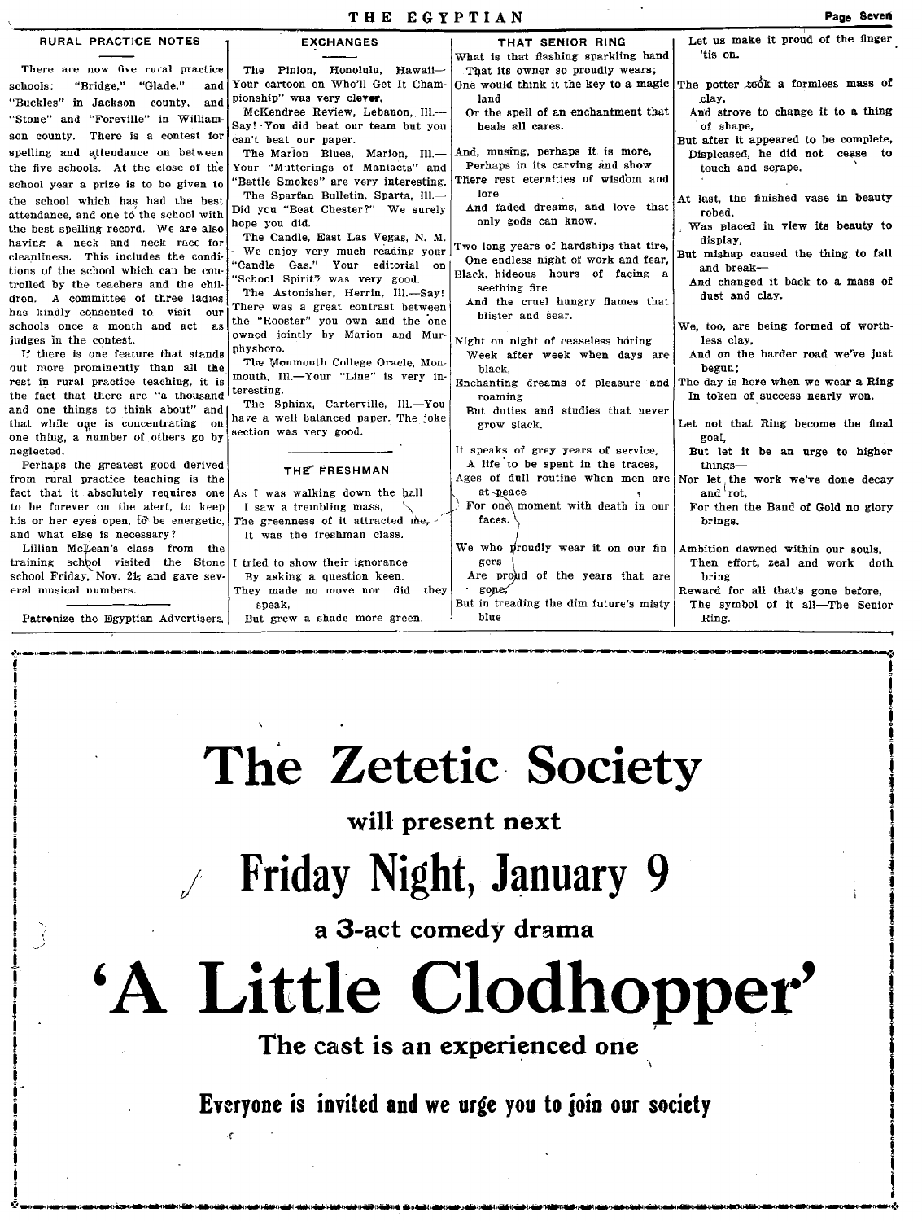## RURAL PRACTICE NOTES

There are now five rural practice schools: "Bridge," "Glade," and "Buckles" in Jackson county, and "Stone" and "Foreville" in Williamson county. There is a contest for spelling and attendance on between the five schools. At the close of the school year a prize is to be given to the school which has had the best attendance, and one to the school with the best spelling record. We are also having a neck and neck race for cleanliness. This includes the conditions of the school which can be controlled by the teachers and the children. A committee of three ladies has kindly consented to visit our schools once a month and act as judges in the contest.

If there is one feature that stands out more prominently than all the rest in rural practice teaching, it is the fact that there are "a thousand and one things to think about" and that while one is concentrating on one thing, a number of others go by neglected.

Perhaps the greatest good derived from rural practice teaching is the fact that it absolutely requires one to be forever on the alert, to keep his or her eyes open, to be energetic, and what else is necessary?

Lillian McLean's class from the training school visited the Stone school Friday, Nov. 21, and gave several musical numbers.

---

Patronize the Egyptian Advertisers.

## EXCHANGES

The Pinion, Honolulu, Hawaii—Your cartoon on Who'll Get It Championship" was very clever.

McKendree Review, Lebanon, Ill.—Say! You did beat our team but you can't beat our paper.

The Marion Blues, Marion, Ill.—Your "Mutterings of Maniacts" and "Battle Smokes" are very interesting.

The Spartan Bulletin, Sparta, Ill.—Did you "Beat Chester?" We surely hope you did.

The Candle, East Las Vegas, N. M.—We enjoy very much reading your "Candle Gas." Your editorial on "School Spirit" was very good.

The Astonisher, Herrin, Ill.—Say! There was a great contrast between the "Rooster" you own and the one owned jointly by Marion and Murphysboro.

The Monmouth College Oracle, Monmouth, Ill.—Your "Line" is very interesting.

The Sphinx, Carterville, Ill.—You have a well balanced paper. The joke section was very good.

## THE FRESHMAN

As I was walking down the hall
I saw a trembling mass,
The greenness of it attracted me,
It was the freshman class.

I tried to show their ignorance
By asking a question keen.
They made no move nor did they speak,
But grew a shade more green.

## THAT SENIOR RING

What is that flashing sparkling band
That its owner so proudly wears;
One would think it the key to a magic land
Or the spell of an enchantment that heals all cares.

And, musing, perhaps it is more,
Perhaps in its carving and show
There rest eternities of wisdom and lore
And faded dreams, and love that only gods can know.

Two long years of hardships that tire,
One endless night of work and fear,
Black, hideous hours of facing a seething fire
And the cruel hungry flames that blister and sear.

Night on night of ceaseless boring
Week after week when days are black,
Enchanting dreams of pleasure and roaming
But duties and studies that never grow slack.

It speaks of grey years of service,
A life to be spent in the traces,
Ages of dull routine when men are at peace
For one moment with death in our faces.

We who proudly wear it on our fingers
Are proud of the years that are gone,
But in treading the dim future's misty blue
Let us make it proud of the finger 'tis on.

The potter took a formless mass of clay,
And strove to change it to a thing of shape,
But after it appeared to be complete,
Displeased, he did not cease to touch and scrape.

At last, the finished vase in beauty robed,
Was placed in view its beauty to display,
But mishap caused the thing to fall and break—
And changed it back to a mass of dust and clay.

We, too, are being formed of worthless clay,
And on the harder road we've just begun;
The day is here when we wear a Ring
In token of success nearly won.

Let not that Ring become the final goal,
But let it be an urge to higher things—
Nor let the work we've done decay and rot,
For then the Band of Gold no glory brings.

Ambition dawned within our souls,
Then effort, zeal and work doth bring
Reward for all that's gone before,
The symbol of it all—The Senior Ring.

---

# The Zetetic Society

**will present next**

# Friday Night, January 9

**a 3-act comedy drama**

# 'A Little Clodhopper'

**The cast is an experienced one**

**Everyone is invited and we urge you to join our society**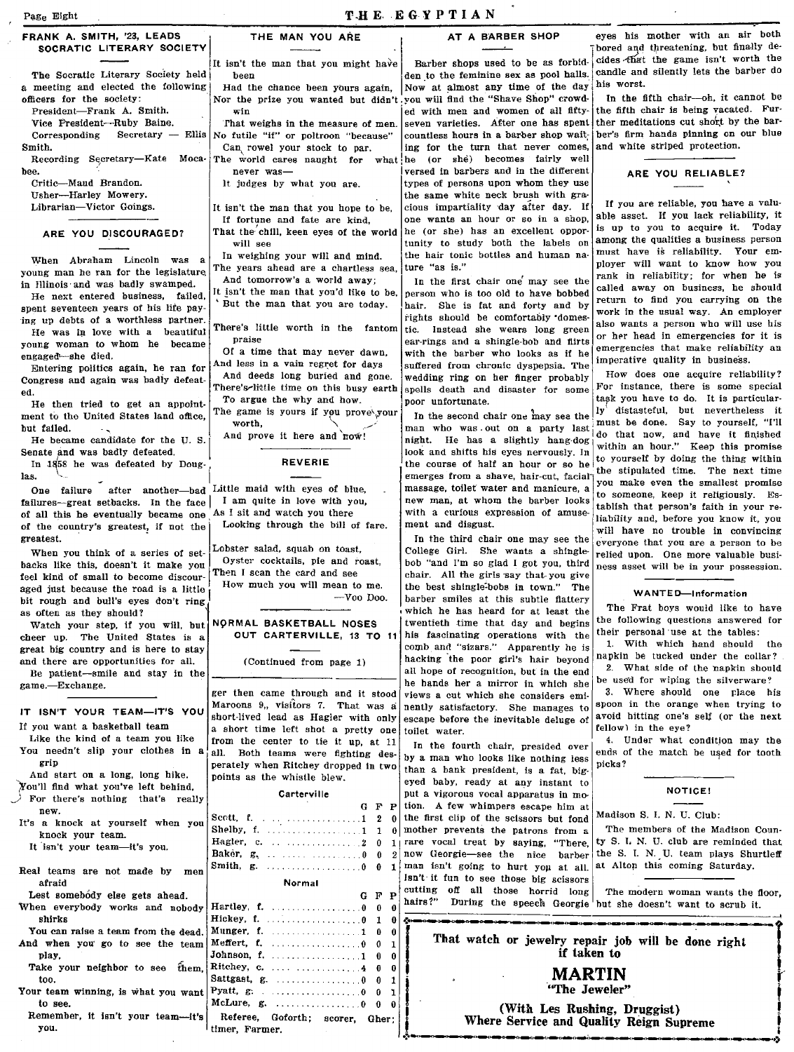## FRANK A. SMITH, '23, LEADS SOCRATIC LITERARY SOCIETY

The Socratic Literary Society held a meeting and elected the following officers for the society:

President—Frank A. Smith.
Vice President—Ruby Baine.
Corresponding Secretary — Ellis Smith.
Recording Secretary—Kate Mocabee.
Critic—Maud Brandon.
Usher—Harley Mowery.
Librarian—Victor Goings.

## ARE YOU DISCOURAGED?

When Abraham Lincoln was a young man he ran for the legislature in Illinois and was badly swamped.

He next entered business, failed, spent seventeen years of his life paying up debts of a worthless partner.

He was in love with a beautiful young woman to whom he became engaged—she died.

Entering politics again, he ran for Congress and again was badly defeated.

He then tried to get an appointment to the United States land office, but failed.

He became candidate for the U. S. Senate and was badly defeated.

In 1858 he was defeated by Douglas.

One failure after another—bad failures—great setbacks. In the face of all this he eventually became one of the country's greatest, if not the greatest.

When you think of a series of setbacks like this, doesn't it make you feel kind of small to become discouraged just because the road is a little bit rough and bull's eyes don't ring as often as they should?

Watch your step, if you will, but cheer up. The United States is a great big country and is here to stay and there are opportunities for all.

Be patient—smile and stay in the game.—Exchange.

## IT ISN'T YOUR TEAM—IT'S YOU

If you want a basketball team
Like the kind of a team you like
You needn't slip your clothes in a grip
And start on a long, long hike.
You'll find what you've left behind,
For there's nothing that's really new.
It's a knock at yourself when you knock your team.
It isn't your team—it's you.

Real teams are not made by men afraid
Lest somebody else gets ahead.
When everybody works and nobody shirks
You can raise a team from the dead.
And when you go to see the team play,
Take your neighbor to see them, too.
Your team winning, is what you want to see.
Remember, it isn't your team—it's you.

## THE MAN YOU ARE

It isn't the man that you might have been
Had the chance been yours again,
Nor the prize you wanted but didn't win
That weighs in the measure of men.
No futile "if" or poltroon "because"
Can rowel your stock to par.
The world cares naught for what never was—
It judges by what you are.

It isn't the man that you hope to be,
If fortune and fate are kind,
That the chill, keen eyes of the world will see
In weighing your will and mind.
The years ahead are a chartless sea,
And tomorrow's a world away;
It isn't the man that you'd like to be,
But the man that you are today.

There's little worth in the fantom praise
Of a time that may never dawn,
And less in a vain regret for days
And deeds long buried and gone.
There's little time on this busy earth
To argue the why and how.
The game is yours if you prove your worth,
And prove it here and now!

## REVERIE

Little maid with eyes of blue,
I am quite in love with you,
As I sit and watch you there
Looking through the bill of fare.

Lobster salad, squab on toast,
Oyster cocktails, pie and roast,
Then I scan the card and see
How much you will mean to me.

—Voo Doo.

## NORMAL BASKETBALL NOSES OUT CARTERVILLE, 13 TO 11

(Continued from page 1)

ger then came through and it stood Maroons 9, visitors 7. That was a short-lived lead as Hagler with only a short time left shot a pretty one from the center to tie it up, at 11 all. Both teams were fighting desperately when Ritchey dropped in two points as the whistle blew.

**Carterville**

| | G | F | P |
|---|---|---|---|
| Scott, f. | 1 | 2 | 0 |
| Shelby, f. | 1 | 1 | 0 |
| Hagler, c. | 2 | 0 | 1 |
| Baker, g. | 0 | 0 | 2 |
| Smith, g. | 0 | 0 | 1 |

**Normal**

| | G | F | P |
|---|---|---|---|
| Hartley, f. | 0 | 0 | 0 |
| Hickey, f. | 0 | 1 | 0 |
| Munger, f. | 1 | 0 | 0 |
| Meffert, f. | 0 | 0 | 1 |
| Johnson, f. | 1 | 0 | 0 |
| Ritchey, c. | 4 | 0 | 0 |
| Sattgast, g. | 0 | 0 | 1 |
| Pyatt, g. | 0 | 0 | 1 |
| McLure, g. | 0 | 0 | 0 |

Referee, Goforth; scorer, Gher; timer, Farmer.

## AT A BARBER SHOP

Barber shops used to be as forbidden to the feminine sex as pool halls. Now at almost any time of the day you will find the "Shave Shop" crowded with men and women of all fifty-seven varieties. After one has spent countless hours in a barber shop waiting for the turn that never comes, he (or she) becomes fairly well versed in barbers and in the different types of persons upon whom they use the same white neck brush with gracious impartiality day after day. If one wants an hour or so in a shop, he (or she) has an excellent opportunity to study both the labels on the hair tonic bottles and human nature "as is."

In the first chair one may see the person who is too old to have bobbed hair. She is fat and forty and by rights should be comfortably domestic. Instead she wears long green ear-rings and a shingle-bob and flirts with the barber who looks as if he suffered from chronic dyspepsia. The wedding ring on her finger probably spells death and disaster for some poor unfortunate.

In the second chair one may see the man who was out on a party last night. He has a slightly hang-dog look and shifts his eyes nervously. In the course of half an hour or so he emerges from a shave, hair-cut, facial massage, toilet water and manicure, a new man, at whom the barber looks with a curious expression of amusement and disgust.

In the third chair one may see the College Girl. She wants a shingle-bob "and I'm so glad I got you, third chair. All the girls say that you give the best shingle-bobs in town." The barber smiles at this subtle flattery which he has heard for at least the twentieth time that day and begins his fascinating operations with the comb and "sizars." Apparently he is hacking the poor girl's hair beyond all hope of recognition, but in the end he hands her a mirror in which she views a cut which she considers eminently satisfactory. She manages to escape before the inevitable deluge of toilet water.

In the fourth chair, presided over by a man who looks like nothing less than a bank president, is a fat, big-eyed baby, ready at any instant to put a vigorous vocal apparatus in motion. A few whimpers escape him at the first clip of the scissors but fond mother prevents the patrons from a rare vocal treat by saying, "There, now Georgie—see the nice barber man isn't going to hurt you at all. Isn't it fun to see those big scissors cutting off all those horrid long hairs?" During the speech Georgie eyes his mother with an air both bored and threatening, but finally decides that the game isn't worth the candle and silently lets the barber do his worst.

In the fifth chair—oh, it cannot be the fifth chair is being vacated. Further meditations cut short by the barber's firm hands pinning on our blue and white striped protection.

## ARE YOU RELIABLE?

If you are reliable, you have a valuable asset. If you lack reliability, it is up to you to acquire it. Today among the qualities a business person must have is reliability. Your employer will want to know how you rank in reliability; for when he is called away on business, he should return to find you carrying on the work in the usual way. An employer also wants a person who will use his or her head in emergencies for it is emergencies that make reliability an imperative quality in business.

How does one acquire reliability? For instance, there is some special task you have to do. It is particularly distasteful, but nevertheless it must be done. Say to yourself, "I'll do that now, and have it finished within an hour." Keep this promise to yourself by doing the thing within the stipulated time. The next time you make even the smallest promise to someone, keep it religiously. Establish that person's faith in your reliability and, before you know it, you will have no trouble in convincing everyone that you are a person to be relied upon. One more valuable business asset will be in your possession.

## WANTED—Information

The Frat boys would like to have the following questions answered for their personal use at the tables:

1. With which hand should the napkin be tucked under the collar?
2. What side of the napkin should be used for wiping the silverware?
3. Where should one place his spoon in the orange when trying to avoid hitting one's self (or the next fellow) in the eye?
4. Under what condition may the ends of the match be used for tooth picks?

## NOTICE!

Madison S. I. N. U. Club:

The members of the Madison County S. I. N. U. club are reminded that the S. I. N. U. team plays Shurtleff at Alton this coming Saturday.

The modern woman wants the floor, but she doesn't want to scrub it.

---

**That watch or jewelry repair job will be done right if taken to**

**MARTIN**
**"The Jeweler"**

**(With Les Rushing, Druggist)**
**Where Service and Quality Reign Supreme**